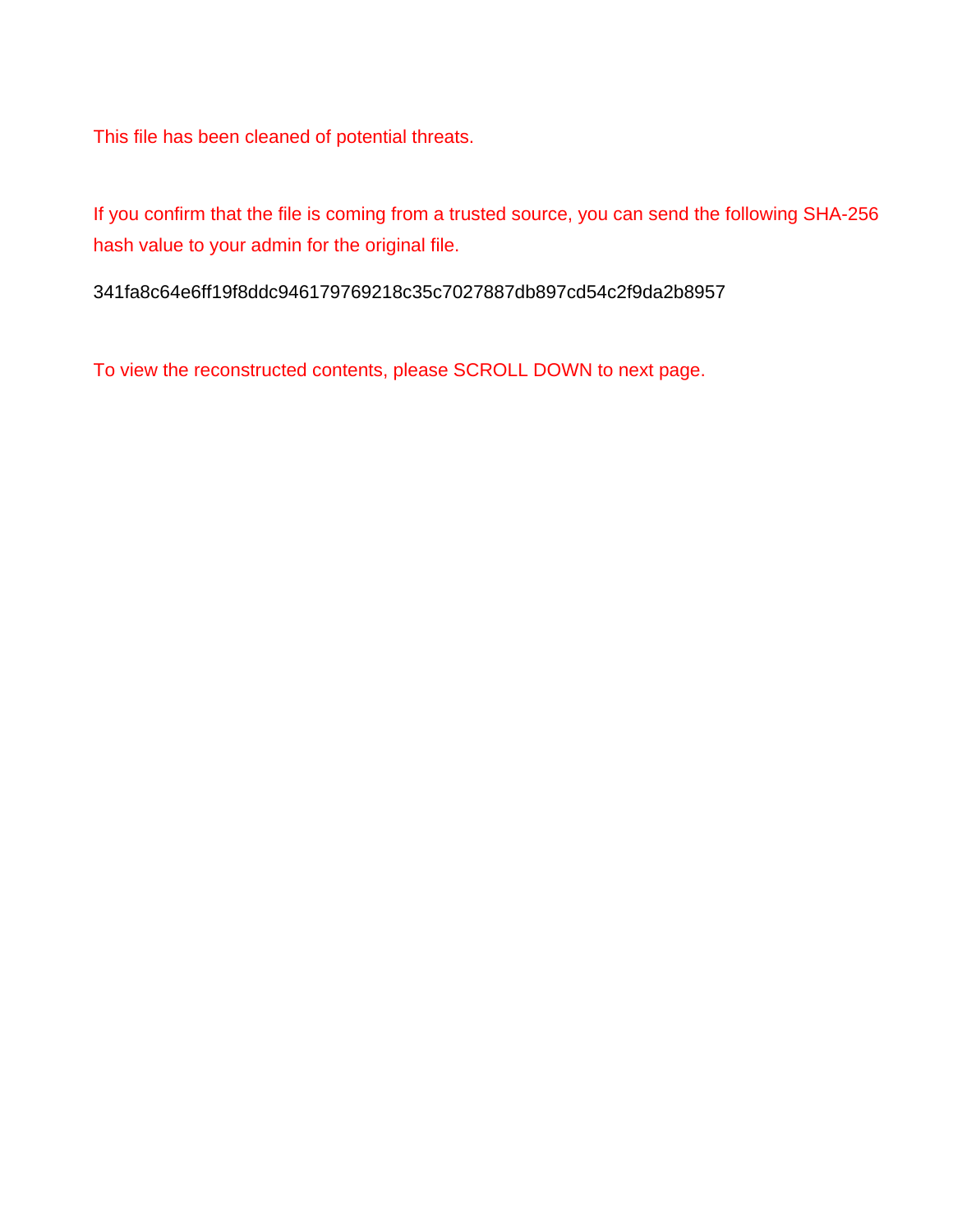This file has been cleaned of potential threats.

If you confirm that the file is coming from a trusted source, you can send the following SHA-256 hash value to your admin for the original file.

341fa8c64e6ff19f8ddc946179769218c35c7027887db897cd54c2f9da2b8957

To view the reconstructed contents, please SCROLL DOWN to next page.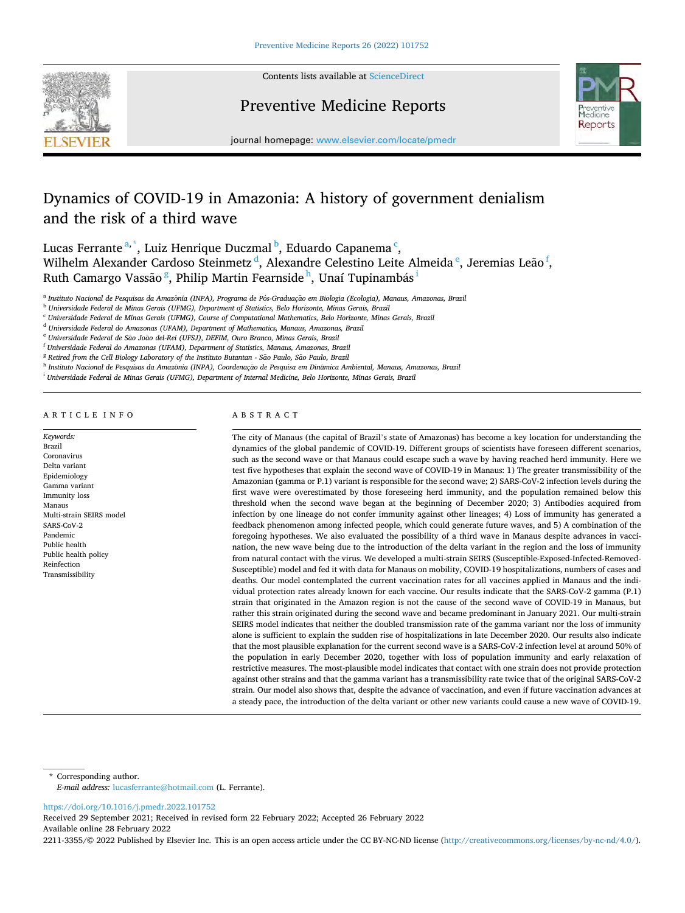Contents lists available at ScienceDirect

# Preventive Medicine Reports

journal homepage: www.elsevier.com/locate/pmedr

# Dynamics of COVID-19 in Amazonia: A history of government denialism and the risk of a third wave

Lucas Ferrante [a,*], Luiz Henrique Duczmal [b], Eduardo Capanema [c], Wilhelm Alexander Cardoso Steinmetz [d], Alexandre Celestino Leite Almeida [e], Jeremias Leão [f], Ruth Camargo Vassão [g], Philip Martin Fearnside [h], Unaí Tupinambás [i]

[a] Instituto Nacional de Pesquisas da Amazônia (INPA), Programa de Pós-Graduação em Biologia (Ecologia), Manaus, Amazonas, Brazil
[b] Universidade Federal de Minas Gerais (UFMG), Department of Statistics, Belo Horizonte, Minas Gerais, Brazil
[c] Universidade Federal de Minas Gerais (UFMG), Course of Computational Mathematics, Belo Horizonte, Minas Gerais, Brazil
[d] Universidade Federal do Amazonas (UFAM), Department of Mathematics, Manaus, Amazonas, Brazil
[e] Universidade Federal de São João del-Rei (UFSJ), DEFIM, Ouro Branco, Minas Gerais, Brazil
[f] Universidade Federal do Amazonas (UFAM), Department of Statistics, Manaus, Amazonas, Brazil
[g] Retired from the Cell Biology Laboratory of the Instituto Butantan - São Paulo, São Paulo, Brazil
[h] Instituto Nacional de Pesquisas da Amazônia (INPA), Coordenação de Pesquisa em Dinâmica Ambiental, Manaus, Amazonas, Brazil
[i] Universidade Federal de Minas Gerais (UFMG), Department of Internal Medicine, Belo Horizonte, Minas Gerais, Brazil

## ARTICLE INFO

*Keywords:*
Brazil
Coronavirus
Delta variant
Epidemiology
Gamma variant
Immunity loss
Manaus
Multi-strain SEIRS model
SARS-CoV-2
Pandemic
Public health
Public health policy
Reinfection
Transmissibility

## ABSTRACT

The city of Manaus (the capital of Brazil's state of Amazonas) has become a key location for understanding the dynamics of the global pandemic of COVID-19. Different groups of scientists have foreseen different scenarios, such as the second wave or that Manaus could escape such a wave by having reached herd immunity. Here we test five hypotheses that explain the second wave of COVID-19 in Manaus: 1) The greater transmissibility of the Amazonian (gamma or P.1) variant is responsible for the second wave; 2) SARS-CoV-2 infection levels during the first wave were overestimated by those foreseeing herd immunity, and the population remained below this threshold when the second wave began at the beginning of December 2020; 3) Antibodies acquired from infection by one lineage do not confer immunity against other lineages; 4) Loss of immunity has generated a feedback phenomenon among infected people, which could generate future waves, and 5) A combination of the foregoing hypotheses. We also evaluated the possibility of a third wave in Manaus despite advances in vaccination, the new wave being due to the introduction of the delta variant in the region and the loss of immunity from natural contact with the virus. We developed a multi-strain SEIRS (Susceptible-Exposed-Infected-Removed-Susceptible) model and fed it with data for Manaus on mobility, COVID-19 hospitalizations, numbers of cases and deaths. Our model contemplated the current vaccination rates for all vaccines applied in Manaus and the individual protection rates already known for each vaccine. Our results indicate that the SARS-CoV-2 gamma (P.1) strain that originated in the Amazon region is not the cause of the second wave of COVID-19 in Manaus, but rather this strain originated during the second wave and became predominant in January 2021. Our multi-strain SEIRS model indicates that neither the doubled transmission rate of the gamma variant nor the loss of immunity alone is sufficient to explain the sudden rise of hospitalizations in late December 2020. Our results also indicate that the most plausible explanation for the current second wave is a SARS-CoV-2 infection level at around 50% of the population in early December 2020, together with loss of population immunity and early relaxation of restrictive measures. The most-plausible model indicates that contact with one strain does not provide protection against other strains and that the gamma variant has a transmissibility rate twice that of the original SARS-CoV-2 strain. Our model also shows that, despite the advance of vaccination, and even if future vaccination advances at a steady pace, the introduction of the delta variant or other new variants could cause a new wave of COVID-19.

\* Corresponding author.
*E-mail address:* lucasferrante@hotmail.com (L. Ferrante).

https://doi.org/10.1016/j.pmedr.2022.101752
Received 29 September 2021; Received in revised form 22 February 2022; Accepted 26 February 2022
Available online 28 February 2022
2211-3355/© 2022 Published by Elsevier Inc. This is an open access article under the CC BY-NC-ND license (http://creativecommons.org/licenses/by-nc-nd/4.0/).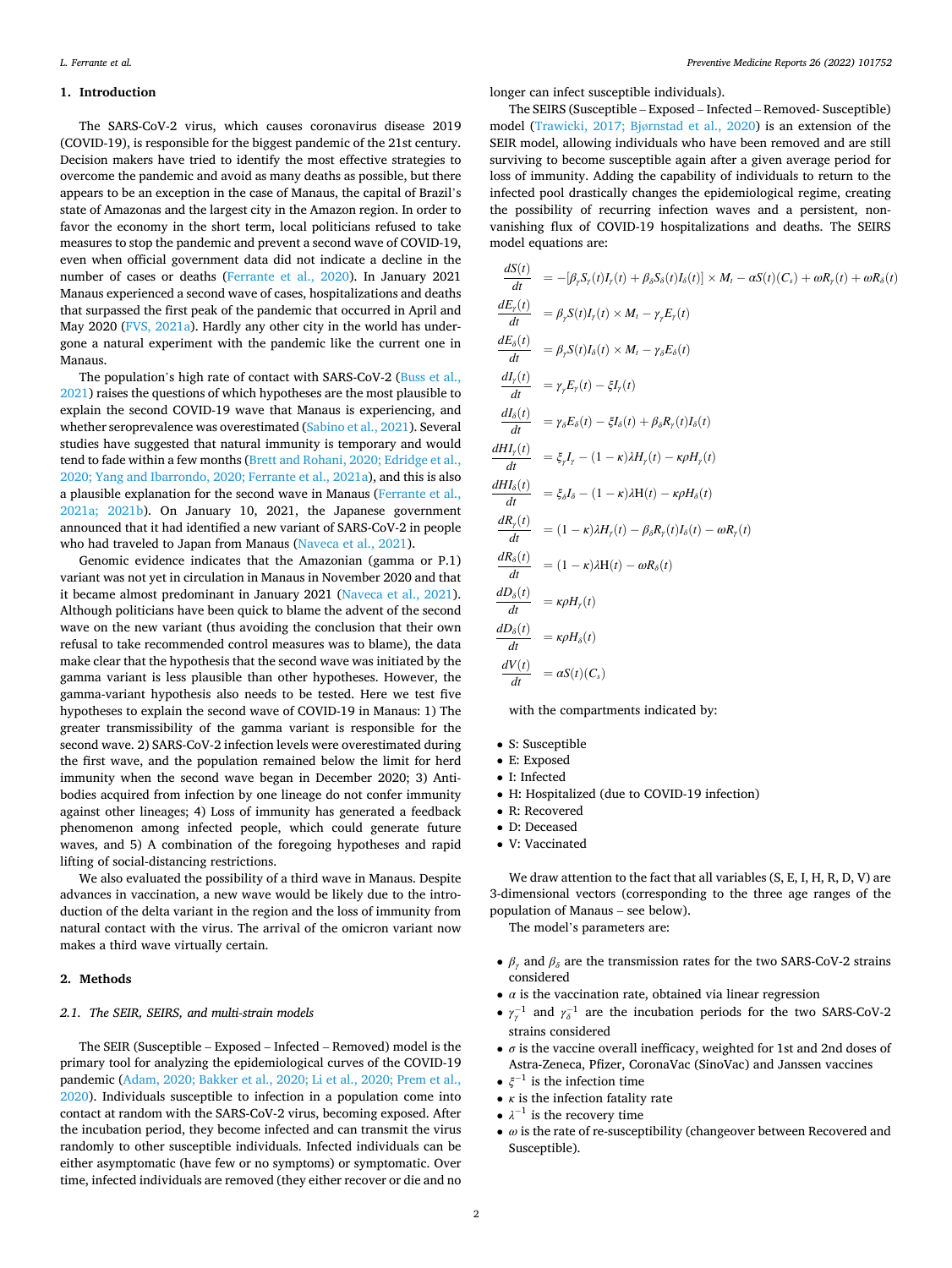## 1. Introduction

The SARS-CoV-2 virus, which causes coronavirus disease 2019 (COVID-19), is responsible for the biggest pandemic of the 21st century. Decision makers have tried to identify the most effective strategies to overcome the pandemic and avoid as many deaths as possible, but there appears to be an exception in the case of Manaus, the capital of Brazil's state of Amazonas and the largest city in the Amazon region. In order to favor the economy in the short term, local politicians refused to take measures to stop the pandemic and prevent a second wave of COVID-19, even when official government data did not indicate a decline in the number of cases or deaths (Ferrante et al., 2020). In January 2021 Manaus experienced a second wave of cases, hospitalizations and deaths that surpassed the first peak of the pandemic that occurred in April and May 2020 (FVS, 2021a). Hardly any other city in the world has undergone a natural experiment with the pandemic like the current one in Manaus.

The population's high rate of contact with SARS-CoV-2 (Buss et al., 2021) raises the questions of which hypotheses are the most plausible to explain the second COVID-19 wave that Manaus is experiencing, and whether seroprevalence was overestimated (Sabino et al., 2021). Several studies have suggested that natural immunity is temporary and would tend to fade within a few months (Brett and Rohani, 2020; Edridge et al., 2020; Yang and Ibarrondo, 2020; Ferrante et al., 2021a), and this is also a plausible explanation for the second wave in Manaus (Ferrante et al., 2021a; 2021b). On January 10, 2021, the Japanese government announced that it had identified a new variant of SARS-CoV-2 in people who had traveled to Japan from Manaus (Naveca et al., 2021).

Genomic evidence indicates that the Amazonian (gamma or P.1) variant was not yet in circulation in Manaus in November 2020 and that it became almost predominant in January 2021 (Naveca et al., 2021). Although politicians have been quick to blame the advent of the second wave on the new variant (thus avoiding the conclusion that their own refusal to take recommended control measures was to blame), the data make clear that the hypothesis that the second wave was initiated by the gamma variant is less plausible than other hypotheses. However, the gamma-variant hypothesis also needs to be tested. Here we test five hypotheses to explain the second wave of COVID-19 in Manaus: 1) The greater transmissibility of the gamma variant is responsible for the second wave. 2) SARS-CoV-2 infection levels were overestimated during the first wave, and the population remained below the limit for herd immunity when the second wave began in December 2020; 3) Antibodies acquired from infection by one lineage do not confer immunity against other lineages; 4) Loss of immunity has generated a feedback phenomenon among infected people, which could generate future waves, and 5) A combination of the foregoing hypotheses and rapid lifting of social-distancing restrictions.

We also evaluated the possibility of a third wave in Manaus. Despite advances in vaccination, a new wave would be likely due to the introduction of the delta variant in the region and the loss of immunity from natural contact with the virus. The arrival of the omicron variant now makes a third wave virtually certain.

## 2. Methods

### 2.1. The SEIR, SEIRS, and multi-strain models

The SEIR (Susceptible – Exposed – Infected – Removed) model is the primary tool for analyzing the epidemiological curves of the COVID-19 pandemic (Adam, 2020; Bakker et al., 2020; Li et al., 2020; Prem et al., 2020). Individuals susceptible to infection in a population come into contact at random with the SARS-CoV-2 virus, becoming exposed. After the incubation period, they become infected and can transmit the virus randomly to other susceptible individuals. Infected individuals can be either asymptomatic (have few or no symptoms) or symptomatic. Over time, infected individuals are removed (they either recover or die and no longer can infect susceptible individuals).

The SEIRS (Susceptible – Exposed – Infected – Removed- Susceptible) model (Trawicki, 2017; Bjørnstad et al., 2020) is an extension of the SEIR model, allowing individuals who have been removed and are still surviving to become susceptible again after a given average period for loss of immunity. Adding the capability of individuals to return to the infected pool drastically changes the epidemiological regime, creating the possibility of recurring infection waves and a persistent, non-vanishing flux of COVID-19 hospitalizations and deaths. The SEIRS model equations are:

$$
\begin{aligned}
\frac{dS(t)}{dt} &= -[\beta_\gamma S_\gamma(t) I_\gamma(t) + \beta_\delta S_\delta(t) I_\delta(t)] \times M_t - \alpha S(t)(C_s) + \omega R_\gamma(t) + \omega R_\delta(t) \\
\frac{dE_\gamma(t)}{dt} &= \beta_\gamma S(t) I_\gamma(t) \times M_t - \gamma_\gamma E_\gamma(t) \\
\frac{dE_\delta(t)}{dt} &= \beta_\gamma S(t) I_\delta(t) \times M_t - \gamma_\delta E_\delta(t) \\
\frac{dI_\gamma(t)}{dt} &= \gamma_\gamma E_\gamma(t) - \xi I_\gamma(t) \\
\frac{dI_\delta(t)}{dt} &= \gamma_\delta E_\delta(t) - \xi I_\delta(t) + \beta_\delta R_\gamma(t) I_\delta(t) \\
\frac{dHI_\gamma(t)}{dt} &= \xi_\gamma I_\gamma - (1-\kappa)\lambda H_\gamma(t) - \kappa \rho H_\gamma(t) \\
\frac{dHI_\delta(t)}{dt} &= \xi_\delta I_\delta - (1-\kappa)\lambda \mathrm{H}(t) - \kappa \rho H_\delta(t) \\
\frac{dR_\gamma(t)}{dt} &= (1-\kappa)\lambda H_\gamma(t) - \beta_\delta R_\gamma(t) I_\delta(t) - \omega R_\gamma(t) \\
\frac{dR_\delta(t)}{dt} &= (1-\kappa)\lambda \mathrm{H}(t) - \omega R_\delta(t) \\
\frac{dD_\delta(t)}{dt} &= \kappa \rho H_\gamma(t) \\
\frac{dD_\delta(t)}{dt} &= \kappa \rho H_\delta(t) \\
\frac{dV(t)}{dt} &= \alpha S(t)(C_s)
\end{aligned}
$$

with the compartments indicated by:

- S: Susceptible
- E: Exposed
- I: Infected
- H: Hospitalized (due to COVID-19 infection)
- R: Recovered
- D: Deceased
- V: Vaccinated

We draw attention to the fact that all variables (S, E, I, H, R, D, V) are 3-dimensional vectors (corresponding to the three age ranges of the population of Manaus – see below).

The model's parameters are:

- $\beta_\gamma$ and $\beta_\delta$ are the transmission rates for the two SARS-CoV-2 strains considered
- $\alpha$ is the vaccination rate, obtained via linear regression
- $\gamma_\gamma^{-1}$ and $\gamma_\delta^{-1}$ are the incubation periods for the two SARS-CoV-2 strains considered
- $\sigma$ is the vaccine overall inefficacy, weighted for 1st and 2nd doses of Astra-Zeneca, Pfizer, CoronaVac (SinoVac) and Janssen vaccines
- $\xi^{-1}$ is the infection time
- $\kappa$ is the infection fatality rate
- $\lambda^{-1}$ is the recovery time
- $\omega$ is the rate of re-susceptibility (changeover between Recovered and Susceptible).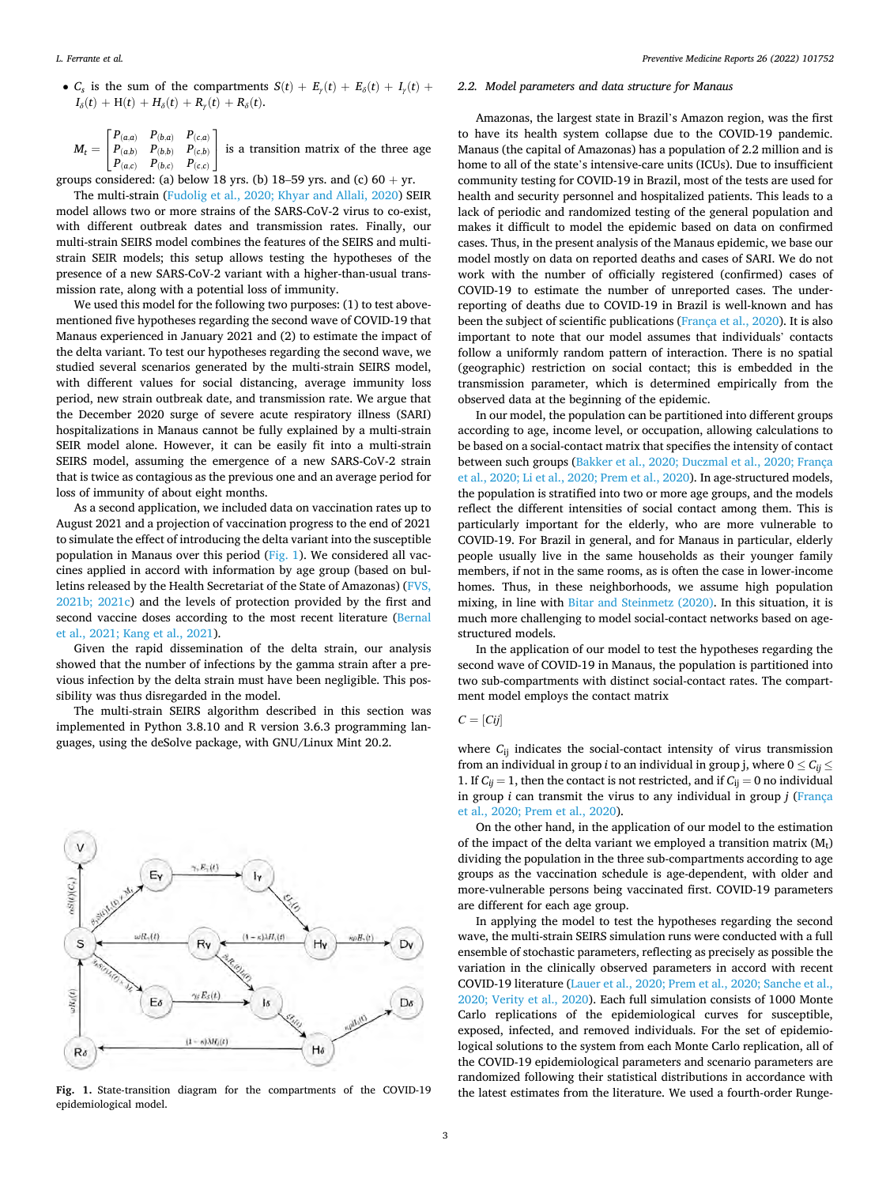- $C_s$ is the sum of the compartments $S(t) + E_\gamma(t) + E_\delta(t) + I_\gamma(t) + I_\delta(t) + H(t) + H_\delta(t) + R_\gamma(t) + R_\delta(t)$.

$M_t = \begin{bmatrix} P_{(a,a)} & P_{(b,a)} & P_{(c,a)} \\ P_{(a,b)} & P_{(b,b)} & P_{(c,b)} \\ P_{(a,c)} & P_{(b,c)} & P_{(c,c)} \end{bmatrix}$ is a transition matrix of the three age groups considered: (a) below 18 yrs. (b) 18–59 yrs. and (c) 60 + yr.

The multi-strain (Fudolig et al., 2020; Khyar and Allali, 2020) SEIR model allows two or more strains of the SARS-CoV-2 virus to co-exist, with different outbreak dates and transmission rates. Finally, our multi-strain SEIRS model combines the features of the SEIRS and multi-strain SEIR models; this setup allows testing the hypotheses of the presence of a new SARS-CoV-2 variant with a higher-than-usual transmission rate, along with a potential loss of immunity.

We used this model for the following two purposes: (1) to test above-mentioned five hypotheses regarding the second wave of COVID-19 that Manaus experienced in January 2021 and (2) to estimate the impact of the delta variant. To test our hypotheses regarding the second wave, we studied several scenarios generated by the multi-strain SEIRS model, with different values for social distancing, average immunity loss period, new strain outbreak date, and transmission rate. We argue that the December 2020 surge of severe acute respiratory illness (SARI) hospitalizations in Manaus cannot be fully explained by a multi-strain SEIR model alone. However, it can be easily fit into a multi-strain SEIRS model, assuming the emergence of a new SARS-CoV-2 strain that is twice as contagious as the previous one and an average period for loss of immunity of about eight months.

As a second application, we included data on vaccination rates up to August 2021 and a projection of vaccination progress to the end of 2021 to simulate the effect of introducing the delta variant into the susceptible population in Manaus over this period (Fig. 1). We considered all vaccines applied in accord with information by age group (based on bulletins released by the Health Secretariat of the State of Amazonas) (FVS, 2021b; 2021c) and the levels of protection provided by the first and second vaccine doses according to the most recent literature (Bernal et al., 2021; Kang et al., 2021).

Given the rapid dissemination of the delta strain, our analysis showed that the number of infections by the gamma strain after a previous infection by the delta strain must have been negligible. This possibility was thus disregarded in the model.

The multi-strain SEIRS algorithm described in this section was implemented in Python 3.8.10 and R version 3.6.3 programming languages, using the deSolve package, with GNU/Linux Mint 20.2.

**Fig. 1.** State-transition diagram for the compartments of the COVID-19 epidemiological model.

### 2.2. Model parameters and data structure for Manaus

Amazonas, the largest state in Brazil's Amazon region, was the first to have its health system collapse due to the COVID-19 pandemic. Manaus (the capital of Amazonas) has a population of 2.2 million and is home to all of the state's intensive-care units (ICUs). Due to insufficient community testing for COVID-19 in Brazil, most of the tests are used for health and security personnel and hospitalized patients. This leads to a lack of periodic and randomized testing of the general population and makes it difficult to model the epidemic based on data on confirmed cases. Thus, in the present analysis of the Manaus epidemic, we base our model mostly on data on reported deaths and cases of SARI. We do not work with the number of officially registered (confirmed) cases of COVID-19 to estimate the number of unreported cases. The under-reporting of deaths due to COVID-19 in Brazil is well-known and has been the subject of scientific publications (França et al., 2020). It is also important to note that our model assumes that individuals' contacts follow a uniformly random pattern of interaction. There is no spatial (geographic) restriction on social contact; this is embedded in the transmission parameter, which is determined empirically from the observed data at the beginning of the epidemic.

In our model, the population can be partitioned into different groups according to age, income level, or occupation, allowing calculations to be based on a social-contact matrix that specifies the intensity of contact between such groups (Bakker et al., 2020; Duczmal et al., 2020; França et al., 2020; Li et al., 2020; Prem et al., 2020). In age-structured models, the population is stratified into two or more age groups, and the models reflect the different intensities of social contact among them. This is particularly important for the elderly, who are more vulnerable to COVID-19. For Brazil in general, and for Manaus in particular, elderly people usually live in the same households as their younger family members, if not in the same rooms, as is often the case in lower-income homes. Thus, in these neighborhoods, we assume high population mixing, in line with Bitar and Steinmetz (2020). In this situation, it is much more challenging to model social-contact networks based on age-structured models.

In the application of our model to test the hypotheses regarding the second wave of COVID-19 in Manaus, the population is partitioned into two sub-compartments with distinct social-contact rates. The compartment model employs the contact matrix

$C = [Cij]$

where $C_{ij}$ indicates the social-contact intensity of virus transmission from an individual in group $i$ to an individual in group j, where $0 \le C_{ij} \le 1$. If $C_{ij} = 1$, then the contact is not restricted, and if $C_{ij} = 0$ no individual in group $i$ can transmit the virus to any individual in group $j$ (França et al., 2020; Prem et al., 2020).

On the other hand, in the application of our model to the estimation of the impact of the delta variant we employed a transition matrix ($M_t$) dividing the population in the three sub-compartments according to age groups as the vaccination schedule is age-dependent, with older and more-vulnerable persons being vaccinated first. COVID-19 parameters are different for each age group.

In applying the model to test the hypotheses regarding the second wave, the multi-strain SEIRS simulation runs were conducted with a full ensemble of stochastic parameters, reflecting as precisely as possible the variation in the clinically observed parameters in accord with recent COVID-19 literature (Lauer et al., 2020; Prem et al., 2020; Sanche et al., 2020; Verity et al., 2020). Each full simulation consists of 1000 Monte Carlo replications of the epidemiological curves for susceptible, exposed, infected, and removed individuals. For the set of epidemiological solutions to the system from each Monte Carlo replication, all of the COVID-19 epidemiological parameters and scenario parameters are randomized following their statistical distributions in accordance with the latest estimates from the literature. We used a fourth-order Runge-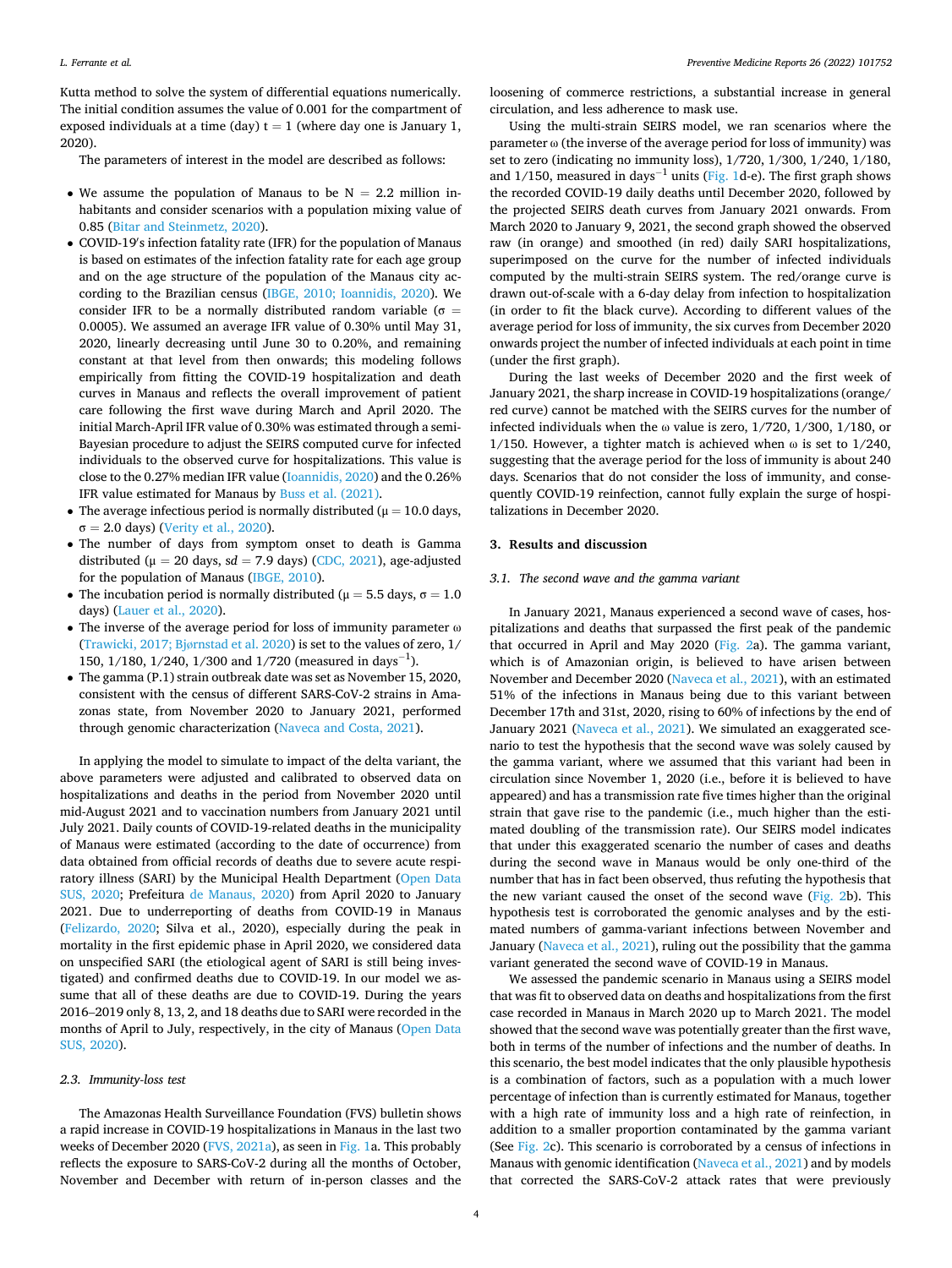Kutta method to solve the system of differential equations numerically. The initial condition assumes the value of 0.001 for the compartment of exposed individuals at a time (day) t = 1 (where day one is January 1, 2020).

The parameters of interest in the model are described as follows:

- We assume the population of Manaus to be N = 2.2 million inhabitants and consider scenarios with a population mixing value of 0.85 (Bitar and Steinmetz, 2020).
- COVID-19′s infection fatality rate (IFR) for the population of Manaus is based on estimates of the infection fatality rate for each age group and on the age structure of the population of the Manaus city according to the Brazilian census (IBGE, 2010; Ioannidis, 2020). We consider IFR to be a normally distributed random variable ($\sigma$ = 0.0005). We assumed an average IFR value of 0.30% until May 31, 2020, linearly decreasing until June 30 to 0.20%, and remaining constant at that level from then onwards; this modeling follows empirically from fitting the COVID-19 hospitalization and death curves in Manaus and reflects the overall improvement of patient care following the first wave during March and April 2020. The initial March-April IFR value of 0.30% was estimated through a semi-Bayesian procedure to adjust the SEIRS computed curve for infected individuals to the observed curve for hospitalizations. This value is close to the 0.27% median IFR value (Ioannidis, 2020) and the 0.26% IFR value estimated for Manaus by Buss et al. (2021).
- The average infectious period is normally distributed ($\mu$ = 10.0 days, $\sigma$ = 2.0 days) (Verity et al., 2020).
- The number of days from symptom onset to death is Gamma distributed ($\mu$ = 20 days, *sd* = 7.9 days) (CDC, 2021), age-adjusted for the population of Manaus (IBGE, 2010).
- The incubation period is normally distributed ($\mu$ = 5.5 days, $\sigma$ = 1.0 days) (Lauer et al., 2020).
- The inverse of the average period for loss of immunity parameter $\omega$ (Trawicki, 2017; Bjørnstad et al. 2020) is set to the values of zero, 1/150, 1/180, 1/240, 1/300 and 1/720 (measured in days$^{-1}$).
- The gamma (P.1) strain outbreak date was set as November 15, 2020, consistent with the census of different SARS-CoV-2 strains in Amazonas state, from November 2020 to January 2021, performed through genomic characterization (Naveca and Costa, 2021).

In applying the model to simulate to impact of the delta variant, the above parameters were adjusted and calibrated to observed data on hospitalizations and deaths in the period from November 2020 until mid-August 2021 and to vaccination numbers from January 2021 until July 2021. Daily counts of COVID-19-related deaths in the municipality of Manaus were estimated (according to the date of occurrence) from data obtained from official records of deaths due to severe acute respiratory illness (SARI) by the Municipal Health Department (Open Data SUS, 2020; Prefeitura de Manaus, 2020) from April 2020 to January 2021. Due to underreporting of deaths from COVID-19 in Manaus (Felizardo, 2020; Silva et al., 2020), especially during the peak in mortality in the first epidemic phase in April 2020, we considered data on unspecified SARI (the etiological agent of SARI is still being investigated) and confirmed deaths due to COVID-19. In our model we assume that all of these deaths are due to COVID-19. During the years 2016–2019 only 8, 13, 2, and 18 deaths due to SARI were recorded in the months of April to July, respectively, in the city of Manaus (Open Data SUS, 2020).

### 2.3. Immunity-loss test

The Amazonas Health Surveillance Foundation (FVS) bulletin shows a rapid increase in COVID-19 hospitalizations in Manaus in the last two weeks of December 2020 (FVS, 2021a), as seen in Fig. 1a. This probably reflects the exposure to SARS-CoV-2 during all the months of October, November and December with return of in-person classes and the loosening of commerce restrictions, a substantial increase in general circulation, and less adherence to mask use.

Using the multi-strain SEIRS model, we ran scenarios where the parameter $\omega$ (the inverse of the average period for loss of immunity) was set to zero (indicating no immunity loss), 1/720, 1/300, 1/240, 1/180, and 1/150, measured in days$^{-1}$ units (Fig. 1d-e). The first graph shows the recorded COVID-19 daily deaths until December 2020, followed by the projected SEIRS death curves from January 2021 onwards. From March 2020 to January 9, 2021, the second graph showed the observed raw (in orange) and smoothed (in red) daily SARI hospitalizations, superimposed on the curve for the number of infected individuals computed by the multi-strain SEIRS system. The red/orange curve is drawn out-of-scale with a 6-day delay from infection to hospitalization (in order to fit the black curve). According to different values of the average period for loss of immunity, the six curves from December 2020 onwards project the number of infected individuals at each point in time (under the first graph).

During the last weeks of December 2020 and the first week of January 2021, the sharp increase in COVID-19 hospitalizations (orange/red curve) cannot be matched with the SEIRS curves for the number of infected individuals when the $\omega$ value is zero, 1/720, 1/300, 1/180, or 1/150. However, a tighter match is achieved when $\omega$ is set to 1/240, suggesting that the average period for the loss of immunity is about 240 days. Scenarios that do not consider the loss of immunity, and consequently COVID-19 reinfection, cannot fully explain the surge of hospitalizations in December 2020.

## 3. Results and discussion

### 3.1. The second wave and the gamma variant

In January 2021, Manaus experienced a second wave of cases, hospitalizations and deaths that surpassed the first peak of the pandemic that occurred in April and May 2020 (Fig. 2a). The gamma variant, which is of Amazonian origin, is believed to have arisen between November and December 2020 (Naveca et al., 2021), with an estimated 51% of the infections in Manaus being due to this variant between December 17th and 31st, 2020, rising to 60% of infections by the end of January 2021 (Naveca et al., 2021). We simulated an exaggerated scenario to test the hypothesis that the second wave was solely caused by the gamma variant, where we assumed that this variant had been in circulation since November 1, 2020 (i.e., before it is believed to have appeared) and has a transmission rate five times higher than the original strain that gave rise to the pandemic (i.e., much higher than the estimated doubling of the transmission rate). Our SEIRS model indicates that under this exaggerated scenario the number of cases and deaths during the second wave in Manaus would be only one-third of the number that has in fact been observed, thus refuting the hypothesis that the new variant caused the onset of the second wave (Fig. 2b). This hypothesis test is corroborated the genomic analyses and by the estimated numbers of gamma-variant infections between November and January (Naveca et al., 2021), ruling out the possibility that the gamma variant generated the second wave of COVID-19 in Manaus.

We assessed the pandemic scenario in Manaus using a SEIRS model that was fit to observed data on deaths and hospitalizations from the first case recorded in Manaus in March 2020 up to March 2021. The model showed that the second wave was potentially greater than the first wave, both in terms of the number of infections and the number of deaths. In this scenario, the best model indicates that the only plausible hypothesis is a combination of factors, such as a population with a much lower percentage of infection than is currently estimated for Manaus, together with a high rate of immunity loss and a high rate of reinfection, in addition to a smaller proportion contaminated by the gamma variant (See Fig. 2c). This scenario is corroborated by a census of infections in Manaus with genomic identification (Naveca et al., 2021) and by models that corrected the SARS-CoV-2 attack rates that were previously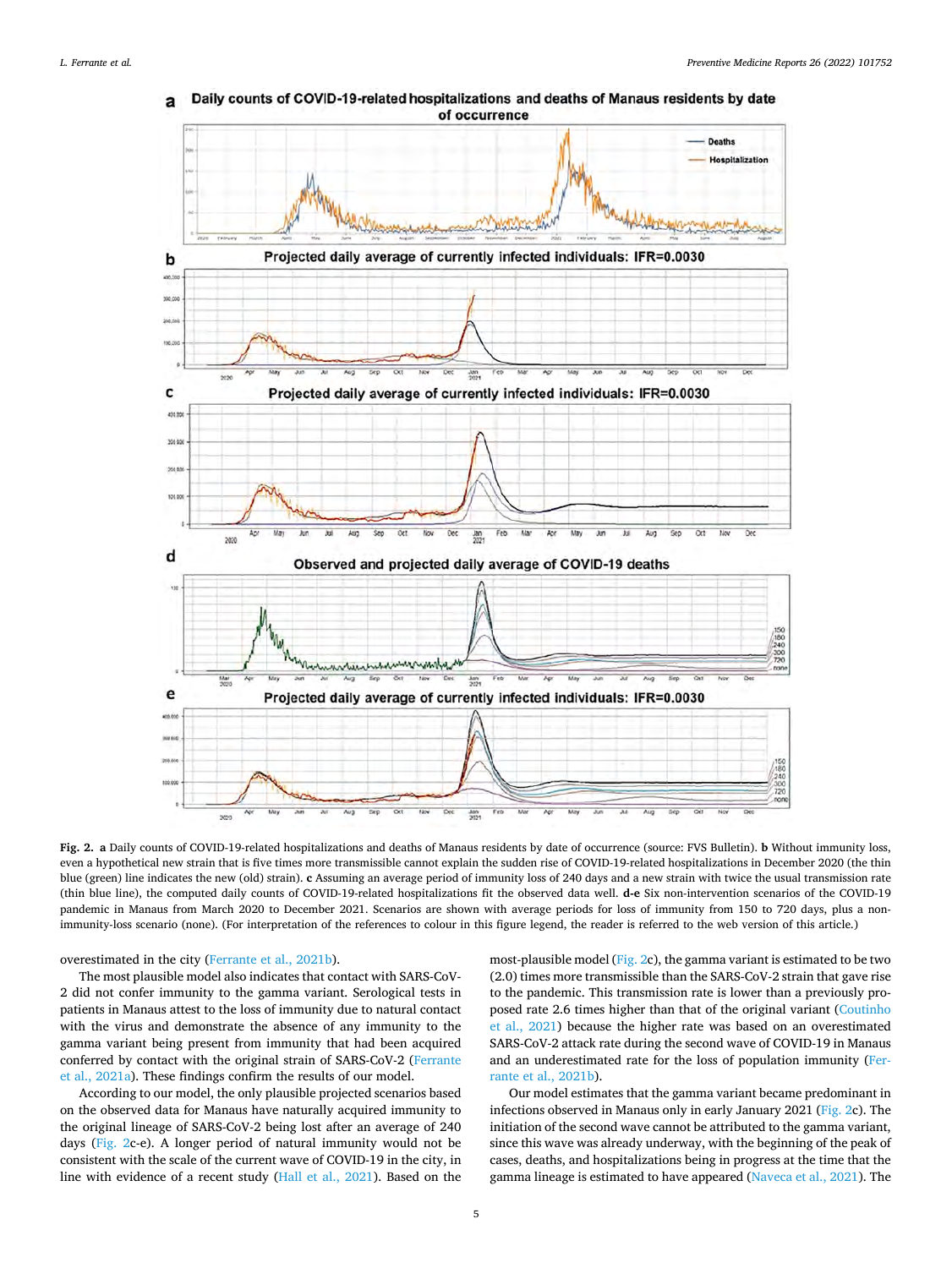**Fig. 2.** **a** Daily counts of COVID-19-related hospitalizations and deaths of Manaus residents by date of occurrence (source: FVS Bulletin). **b** Without immunity loss, even a hypothetical new strain that is five times more transmissible cannot explain the sudden rise of COVID-19-related hospitalizations in December 2020 (the thin blue (green) line indicates the new (old) strain). **c** Assuming an average period of immunity loss of 240 days and a new strain with twice the usual transmission rate (thin blue line), the computed daily counts of COVID-19-related hospitalizations fit the observed data well. **d-e** Six non-intervention scenarios of the COVID-19 pandemic in Manaus from March 2020 to December 2021. Scenarios are shown with average periods for loss of immunity from 150 to 720 days, plus a non-immunity-loss scenario (none). (For interpretation of the references to colour in this figure legend, the reader is referred to the web version of this article.)

overestimated in the city (Ferrante et al., 2021b).

The most plausible model also indicates that contact with SARS-CoV-2 did not confer immunity to the gamma variant. Serological tests in patients in Manaus attest to the loss of immunity due to natural contact with the virus and demonstrate the absence of any immunity to the gamma variant being present from immunity that had been acquired conferred by contact with the original strain of SARS-CoV-2 (Ferrante et al., 2021a). These findings confirm the results of our model.

According to our model, the only plausible projected scenarios based on the observed data for Manaus have naturally acquired immunity to the original lineage of SARS-CoV-2 being lost after an average of 240 days (Fig. 2c-e). A longer period of natural immunity would not be consistent with the scale of the current wave of COVID-19 in the city, in line with evidence of a recent study (Hall et al., 2021). Based on the most-plausible model (Fig. 2c), the gamma variant is estimated to be two (2.0) times more transmissible than the SARS-CoV-2 strain that gave rise to the pandemic. This transmission rate is lower than a previously proposed rate 2.6 times higher than that of the original variant (Coutinho et al., 2021) because the higher rate was based on an overestimated SARS-CoV-2 attack rate during the second wave of COVID-19 in Manaus and an underestimated rate for the loss of population immunity (Ferrante et al., 2021b).

Our model estimates that the gamma variant became predominant in infections observed in Manaus only in early January 2021 (Fig. 2c). The initiation of the second wave cannot be attributed to the gamma variant, since this wave was already underway, with the beginning of the peak of cases, deaths, and hospitalizations being in progress at the time that the gamma lineage is estimated to have appeared (Naveca et al., 2021). The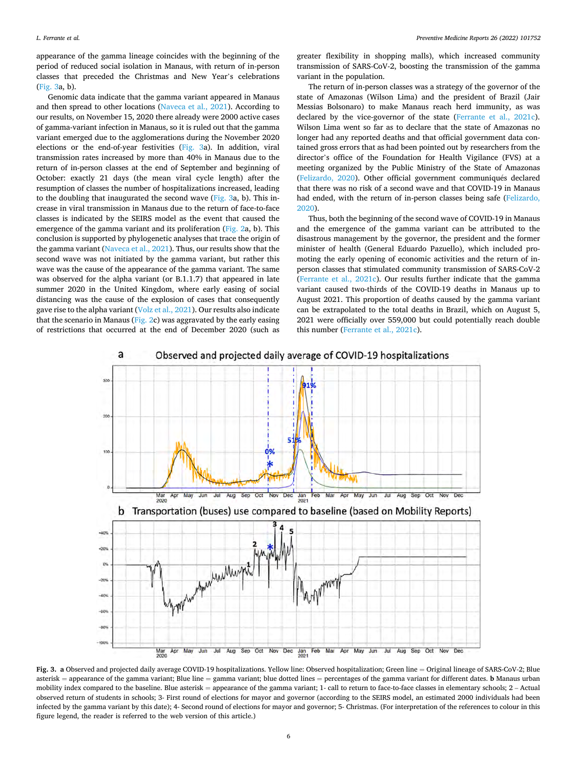appearance of the gamma lineage coincides with the beginning of the period of reduced social isolation in Manaus, with return of in-person classes that preceded the Christmas and New Year's celebrations (Fig. 3a, b).

Genomic data indicate that the gamma variant appeared in Manaus and then spread to other locations (Naveca et al., 2021). According to our results, on November 15, 2020 there already were 2000 active cases of gamma-variant infection in Manaus, so it is ruled out that the gamma variant emerged due to the agglomerations during the November 2020 elections or the end-of-year festivities (Fig. 3a). In addition, viral transmission rates increased by more than 40% in Manaus due to the return of in-person classes at the end of September and beginning of October: exactly 21 days (the mean viral cycle length) after the resumption of classes the number of hospitalizations increased, leading to the doubling that inaugurated the second wave (Fig. 3a, b). This increase in viral transmission in Manaus due to the return of face-to-face classes is indicated by the SEIRS model as the event that caused the emergence of the gamma variant and its proliferation (Fig. 2a, b). This conclusion is supported by phylogenetic analyses that trace the origin of the gamma variant (Naveca et al., 2021). Thus, our results show that the second wave was not initiated by the gamma variant, but rather this wave was the cause of the appearance of the gamma variant. The same was observed for the alpha variant (or B.1.1.7) that appeared in late summer 2020 in the United Kingdom, where early easing of social distancing was the cause of the explosion of cases that consequently gave rise to the alpha variant (Volz et al., 2021). Our results also indicate that the scenario in Manaus (Fig. 2c) was aggravated by the early easing of restrictions that occurred at the end of December 2020 (such as greater flexibility in shopping malls), which increased community transmission of SARS-CoV-2, boosting the transmission of the gamma variant in the population.

The return of in-person classes was a strategy of the governor of the state of Amazonas (Wilson Lima) and the president of Brazil (Jair Messias Bolsonaro) to make Manaus reach herd immunity, as was declared by the vice-governor of the state (Ferrante et al., 2021c). Wilson Lima went so far as to declare that the state of Amazonas no longer had any reported deaths and that official government data contained gross errors that as had been pointed out by researchers from the director's office of the Foundation for Health Vigilance (FVS) at a meeting organized by the Public Ministry of the State of Amazonas (Felizardo, 2020). Other official government communiqués declared that there was no risk of a second wave and that COVID-19 in Manaus had ended, with the return of in-person classes being safe (Felizardo, 2020).

Thus, both the beginning of the second wave of COVID-19 in Manaus and the emergence of the gamma variant can be attributed to the disastrous management by the governor, the president and the former minister of health (General Eduardo Pazuello), which included promoting the early opening of economic activities and the return of in-person classes that stimulated community transmission of SARS-CoV-2 (Ferrante et al., 2021c). Our results further indicate that the gamma variant caused two-thirds of the COVID-19 deaths in Manaus up to August 2021. This proportion of deaths caused by the gamma variant can be extrapolated to the total deaths in Brazil, which on August 5, 2021 were officially over 559,000 but could potentially reach double this number (Ferrante et al., 2021c).

**Fig. 3.** **a** Observed and projected daily average COVID-19 hospitalizations. Yellow line: Observed hospitalization; Green line = Original lineage of SARS-CoV-2; Blue asterisk = appearance of the gamma variant; Blue line = gamma variant; blue dotted lines = percentages of the gamma variant for different dates. **b** Manaus urban mobility index compared to the baseline. Blue asterisk = appearance of the gamma variant; 1- call to return to face-to-face classes in elementary schools; 2 – Actual observed return of students in schools; 3- First round of elections for mayor and governor (according to the SEIRS model, an estimated 2000 individuals had been infected by the gamma variant by this date); 4- Second round of elections for mayor and governor; 5- Christmas. (For interpretation of the references to colour in this figure legend, the reader is referred to the web version of this article.)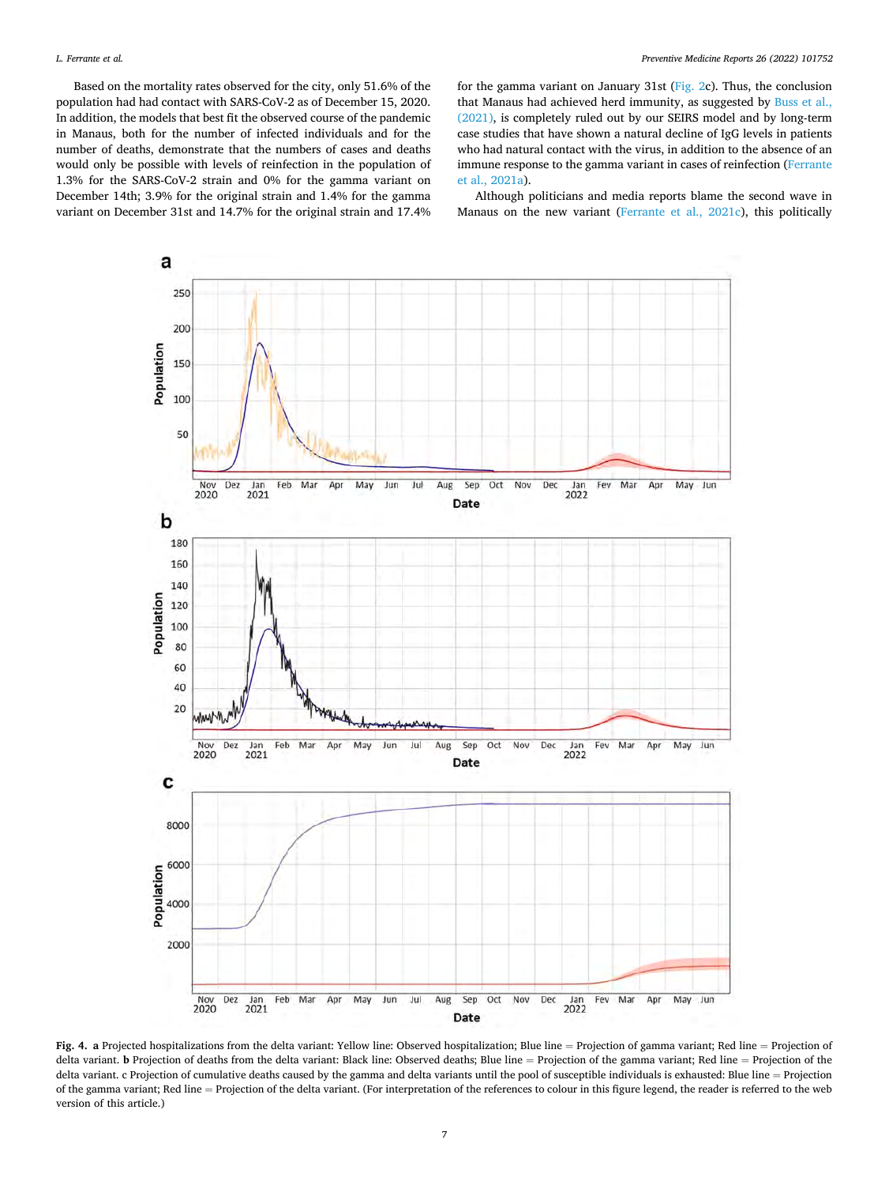Based on the mortality rates observed for the city, only 51.6% of the population had had contact with SARS-CoV-2 as of December 15, 2020. In addition, the models that best fit the observed course of the pandemic in Manaus, both for the number of infected individuals and for the number of deaths, demonstrate that the numbers of cases and deaths would only be possible with levels of reinfection in the population of 1.3% for the SARS-CoV-2 strain and 0% for the gamma variant on December 14th; 3.9% for the original strain and 1.4% for the gamma variant on December 31st and 14.7% for the original strain and 17.4% for the gamma variant on January 31st (Fig. 2c). Thus, the conclusion that Manaus had achieved herd immunity, as suggested by Buss et al., (2021), is completely ruled out by our SEIRS model and by long-term case studies that have shown a natural decline of IgG levels in patients who had natural contact with the virus, in addition to the absence of an immune response to the gamma variant in cases of reinfection (Ferrante et al., 2021a).

Although politicians and media reports blame the second wave in Manaus on the new variant (Ferrante et al., 2021c), this politically

**Fig. 4.** **a** Projected hospitalizations from the delta variant: Yellow line: Observed hospitalization; Blue line = Projection of gamma variant; Red line = Projection of delta variant. **b** Projection of deaths from the delta variant: Black line: Observed deaths; Blue line = Projection of the gamma variant; Red line = Projection of the delta variant. c Projection of cumulative deaths caused by the gamma and delta variants until the pool of susceptible individuals is exhausted: Blue line = Projection of the gamma variant; Red line = Projection of the delta variant. (For interpretation of the references to colour in this figure legend, the reader is referred to the web version of this article.)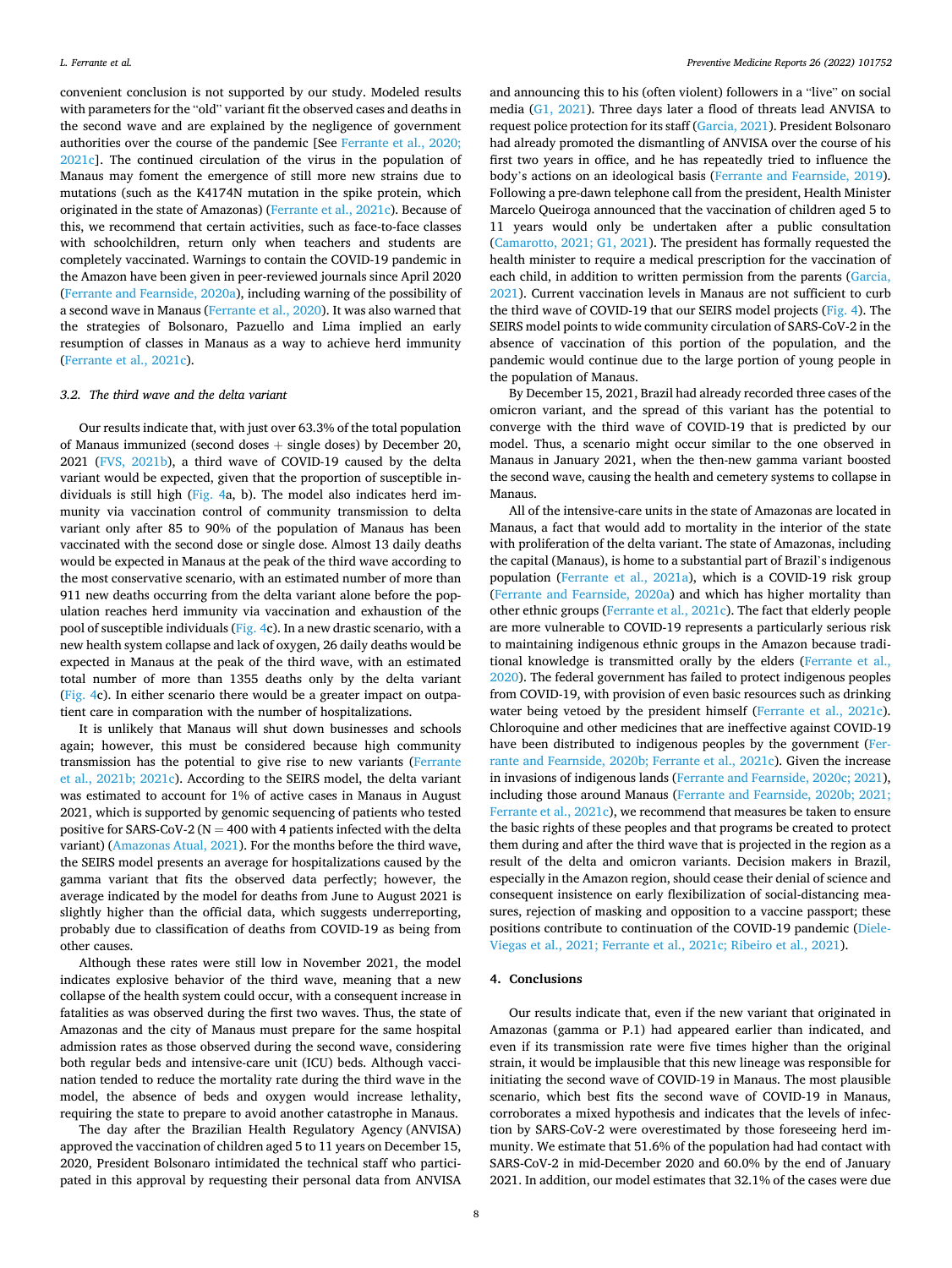convenient conclusion is not supported by our study. Modeled results with parameters for the "old" variant fit the observed cases and deaths in the second wave and are explained by the negligence of government authorities over the course of the pandemic [See Ferrante et al., 2020; 2021c]. The continued circulation of the virus in the population of Manaus may foment the emergence of still more new strains due to mutations (such as the K4174N mutation in the spike protein, which originated in the state of Amazonas) (Ferrante et al., 2021c). Because of this, we recommend that certain activities, such as face-to-face classes with schoolchildren, return only when teachers and students are completely vaccinated. Warnings to contain the COVID-19 pandemic in the Amazon have been given in peer-reviewed journals since April 2020 (Ferrante and Fearnside, 2020a), including warning of the possibility of a second wave in Manaus (Ferrante et al., 2020). It was also warned that the strategies of Bolsonaro, Pazuello and Lima implied an early resumption of classes in Manaus as a way to achieve herd immunity (Ferrante et al., 2021c).

### 3.2. The third wave and the delta variant

Our results indicate that, with just over 63.3% of the total population of Manaus immunized (second doses + single doses) by December 20, 2021 (FVS, 2021b), a third wave of COVID-19 caused by the delta variant would be expected, given that the proportion of susceptible individuals is still high (Fig. 4a, b). The model also indicates herd immunity via vaccination control of community transmission to delta variant only after 85 to 90% of the population of Manaus has been vaccinated with the second dose or single dose. Almost 13 daily deaths would be expected in Manaus at the peak of the third wave according to the most conservative scenario, with an estimated number of more than 911 new deaths occurring from the delta variant alone before the population reaches herd immunity via vaccination and exhaustion of the pool of susceptible individuals (Fig. 4c). In a new drastic scenario, with a new health system collapse and lack of oxygen, 26 daily deaths would be expected in Manaus at the peak of the third wave, with an estimated total number of more than 1355 deaths only by the delta variant (Fig. 4c). In either scenario there would be a greater impact on outpatient care in comparation with the number of hospitalizations.

It is unlikely that Manaus will shut down businesses and schools again; however, this must be considered because high community transmission has the potential to give rise to new variants (Ferrante et al., 2021b; 2021c). According to the SEIRS model, the delta variant was estimated to account for 1% of active cases in Manaus in August 2021, which is supported by genomic sequencing of patients who tested positive for SARS-CoV-2 (N = 400 with 4 patients infected with the delta variant) (Amazonas Atual, 2021). For the months before the third wave, the SEIRS model presents an average for hospitalizations caused by the gamma variant that fits the observed data perfectly; however, the average indicated by the model for deaths from June to August 2021 is slightly higher than the official data, which suggests underreporting, probably due to classification of deaths from COVID-19 as being from other causes.

Although these rates were still low in November 2021, the model indicates explosive behavior of the third wave, meaning that a new collapse of the health system could occur, with a consequent increase in fatalities as was observed during the first two waves. Thus, the state of Amazonas and the city of Manaus must prepare for the same hospital admission rates as those observed during the second wave, considering both regular beds and intensive-care unit (ICU) beds. Although vaccination tended to reduce the mortality rate during the third wave in the model, the absence of beds and oxygen would increase lethality, requiring the state to prepare to avoid another catastrophe in Manaus.

The day after the Brazilian Health Regulatory Agency (ANVISA) approved the vaccination of children aged 5 to 11 years on December 15, 2020, President Bolsonaro intimidated the technical staff who participated in this approval by requesting their personal data from ANVISA and announcing this to his (often violent) followers in a "live" on social media (G1, 2021). Three days later a flood of threats lead ANVISA to request police protection for its staff (Garcia, 2021). President Bolsonaro had already promoted the dismantling of ANVISA over the course of his first two years in office, and he has repeatedly tried to influence the body's actions on an ideological basis (Ferrante and Fearnside, 2019). Following a pre-dawn telephone call from the president, Health Minister Marcelo Queiroga announced that the vaccination of children aged 5 to 11 years would only be undertaken after a public consultation (Camarotto, 2021; G1, 2021). The president has formally requested the health minister to require a medical prescription for the vaccination of each child, in addition to written permission from the parents (Garcia, 2021). Current vaccination levels in Manaus are not sufficient to curb the third wave of COVID-19 that our SEIRS model projects (Fig. 4). The SEIRS model points to wide community circulation of SARS-CoV-2 in the absence of vaccination of this portion of the population, and the pandemic would continue due to the large portion of young people in the population of Manaus.

By December 15, 2021, Brazil had already recorded three cases of the omicron variant, and the spread of this variant has the potential to converge with the third wave of COVID-19 that is predicted by our model. Thus, a scenario might occur similar to the one observed in Manaus in January 2021, when the then-new gamma variant boosted the second wave, causing the health and cemetery systems to collapse in Manaus.

All of the intensive-care units in the state of Amazonas are located in Manaus, a fact that would add to mortality in the interior of the state with proliferation of the delta variant. The state of Amazonas, including the capital (Manaus), is home to a substantial part of Brazil's indigenous population (Ferrante et al., 2021a), which is a COVID-19 risk group (Ferrante and Fearnside, 2020a) and which has higher mortality than other ethnic groups (Ferrante et al., 2021c). The fact that elderly people are more vulnerable to COVID-19 represents a particularly serious risk to maintaining indigenous ethnic groups in the Amazon because traditional knowledge is transmitted orally by the elders (Ferrante et al., 2020). The federal government has failed to protect indigenous peoples from COVID-19, with provision of even basic resources such as drinking water being vetoed by the president himself (Ferrante et al., 2021c). Chloroquine and other medicines that are ineffective against COVID-19 have been distributed to indigenous peoples by the government (Ferrante and Fearnside, 2020b; Ferrante et al., 2021c). Given the increase in invasions of indigenous lands (Ferrante and Fearnside, 2020c; 2021), including those around Manaus (Ferrante and Fearnside, 2020b; 2021; Ferrante et al., 2021c), we recommend that measures be taken to ensure the basic rights of these peoples and that programs be created to protect them during and after the third wave that is projected in the region as a result of the delta and omicron variants. Decision makers in Brazil, especially in the Amazon region, should cease their denial of science and consequent insistence on early flexibilization of social-distancing measures, rejection of masking and opposition to a vaccine passport; these positions contribute to continuation of the COVID-19 pandemic (Diele-Viegas et al., 2021; Ferrante et al., 2021c; Ribeiro et al., 2021).

## 4. Conclusions

Our results indicate that, even if the new variant that originated in Amazonas (gamma or P.1) had appeared earlier than indicated, and even if its transmission rate were five times higher than the original strain, it would be implausible that this new lineage was responsible for initiating the second wave of COVID-19 in Manaus. The most plausible scenario, which best fits the second wave of COVID-19 in Manaus, corroborates a mixed hypothesis and indicates that the levels of infection by SARS-CoV-2 were overestimated by those foreseeing herd immunity. We estimate that 51.6% of the population had had contact with SARS-CoV-2 in mid-December 2020 and 60.0% by the end of January 2021. In addition, our model estimates that 32.1% of the cases were due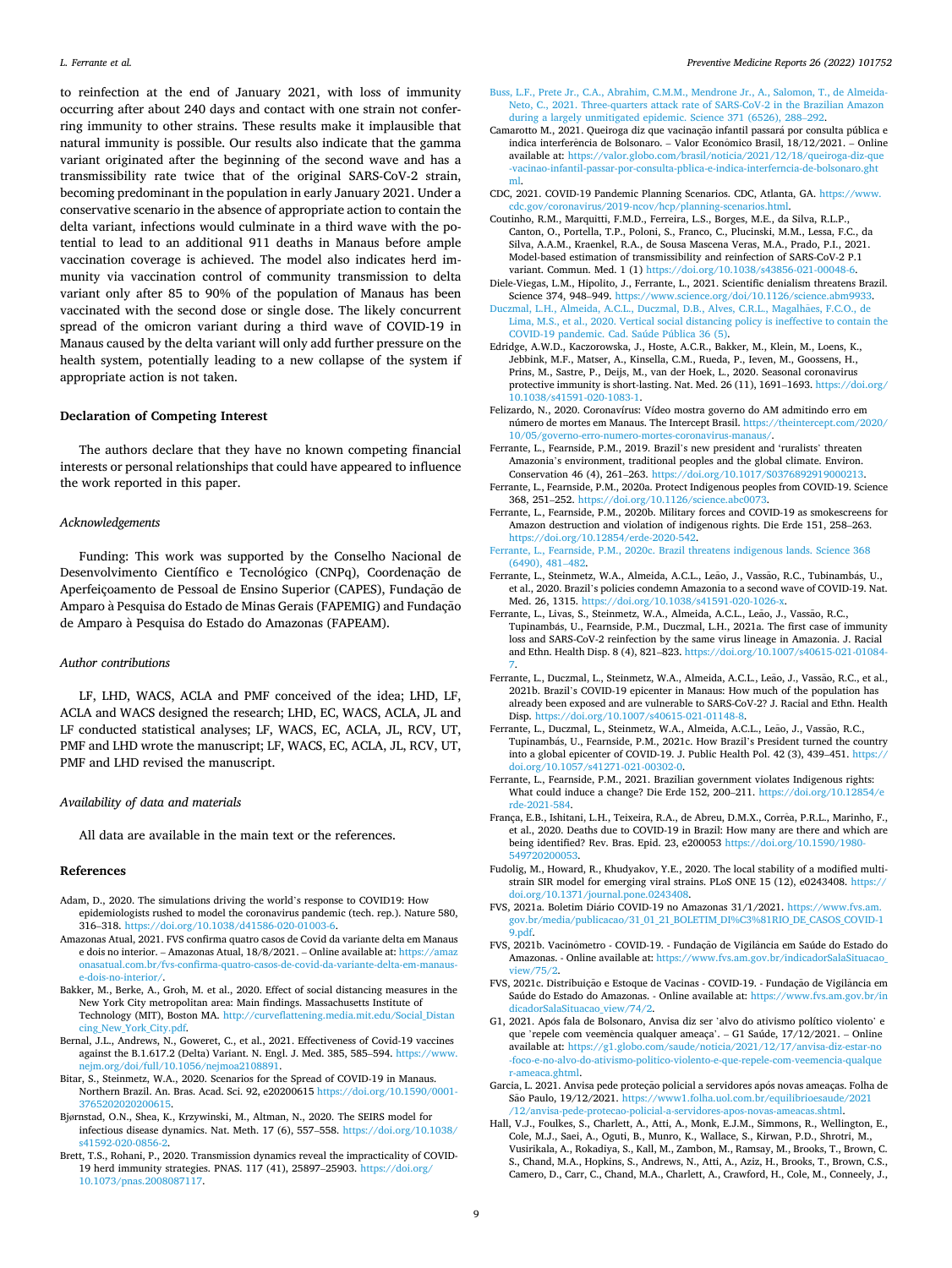to reinfection at the end of January 2021, with loss of immunity occurring after about 240 days and contact with one strain not conferring immunity to other strains. These results make it implausible that natural immunity is possible. Our results also indicate that the gamma variant originated after the beginning of the second wave and has a transmissibility rate twice that of the original SARS-CoV-2 strain, becoming predominant in the population in early January 2021. Under a conservative scenario in the absence of appropriate action to contain the delta variant, infections would culminate in a third wave with the potential to lead to an additional 911 deaths in Manaus before ample vaccination coverage is achieved. The model also indicates herd immunity via vaccination control of community transmission to delta variant only after 85 to 90% of the population of Manaus has been vaccinated with the second dose or single dose. The likely concurrent spread of the omicron variant during a third wave of COVID-19 in Manaus caused by the delta variant will only add further pressure on the health system, potentially leading to a new collapse of the system if appropriate action is not taken.

## Declaration of Competing Interest

The authors declare that they have no known competing financial interests or personal relationships that could have appeared to influence the work reported in this paper.

### *Acknowledgements*

Funding: This work was supported by the Conselho Nacional de Desenvolvimento Científico e Tecnológico (CNPq), Coordenação de Aperfeiçoamento de Pessoal de Ensino Superior (CAPES), Fundação de Amparo à Pesquisa do Estado de Minas Gerais (FAPEMIG) and Fundação de Amparo à Pesquisa do Estado do Amazonas (FAPEAM).

### *Author contributions*

LF, LHD, WACS, ACLA and PMF conceived of the idea; LHD, LF, ACLA and WACS designed the research; LHD, EC, WACS, ACLA, JL and LF conducted statistical analyses; LF, WACS, EC, ACLA, JL, RCV, UT, PMF and LHD wrote the manuscript; LF, WACS, EC, ACLA, JL, RCV, UT, PMF and LHD revised the manuscript.

### *Availability of data and materials*

All data are available in the main text or the references.

## References

Adam, D., 2020. The simulations driving the world's response to COVID19: How epidemiologists rushed to model the coronavirus pandemic (tech. rep.). Nature 580, 316–318. https://doi.org/10.1038/d41586-020-01003-6.

Amazonas Atual, 2021. FVS confirma quatro casos de Covid da variante delta em Manaus e dois no interior. – Amazonas Atual, 18/8/2021. – Online available at: https://amazonasatual.com.br/fvs-confirma-quatro-casos-de-covid-da-variante-delta-em-manaus-e-dois-no-interior/.

Bakker, M., Berke, A., Groh, M. et al., 2020. Effect of social distancing measures in the New York City metropolitan area: Main findings. Massachusetts Institute of Technology (MIT), Boston MA. http://curveflattening.media.mit.edu/Social_Distancing_New_York_City.pdf.

Bernal, J.L., Andrews, N., Gowerct, C., et al., 2021. Effectiveness of Covid-19 vaccines against the B.1.617.2 (Delta) Variant. N. Engl. J. Med. 385, 585–594. https://www.nejm.org/doi/full/10.1056/nejmoa2108891.

Bitar, S., Steinmetz, W.A., 2020. Scenarios for the Spread of COVID-19 in Manaus. Northern Brazil. An. Bras. Acad. Sci. 92, e20200615 https://doi.org/10.1590/0001-3765202020200615.

Bjørnstad, O.N., Shea, K., Krzywinski, M., Altman, N., 2020. The SEIRS model for infectious disease dynamics. Nat. Meth. 17 (6), 557–558. https://doi.org/10.1038/s41592-020-0856-2.

Brett, T.S., Rohani, P., 2020. Transmission dynamics reveal the impracticality of COVID-19 herd immunity strategies. PNAS. 117 (41), 25897–25903. https://doi.org/10.1073/pnas.2008087117.

Buss, L.F., Prete Jr., C.A., Abrahim, C.M.M., Mendrone Jr., A., Salomon, T., de Almeida-Neto, C., 2021. Three-quarters attack rate of SARS-CoV-2 in the Brazilian Amazon during a largely unmitigated epidemic. Science 371 (6526), 288–292.

Camarotto M., 2021. Queiroga diz que vacinação infantil passará por consulta pública e indica interferência de Bolsonaro. – Valor Econômico Brasil, 18/12/2021. – Online available at: https://valor.globo.com/brasil/noticia/2021/12/18/queiroga-diz-que-vacinao-infantil-passar-por-consulta-pblica-e-indica-interferncia-de-bolsonaro.ghtml.

CDC, 2021. COVID-19 Pandemic Planning Scenarios. CDC, Atlanta, GA. https://www.cdc.gov/coronavirus/2019-ncov/hcp/planning-scenarios.html.

Coutinho, R.M., Marquitti, F.M.D., Ferreira, L.S., Borges, M.E., da Silva, R.L.P., Canton, O., Portella, T.P., Poloni, S., Franco, C., Plucinski, M.M., Lessa, F.C., da Silva, A.A.M., Kraenkel, R.A., de Sousa Mascena Veras, M.A., Prado, P.I., 2021. Model-based estimation of transmissibility and reinfection of SARS-CoV-2 P.1 variant. Commun. Med. 1 (1) https://doi.org/10.1038/s43856-021-00048-6.

Diele-Viegas, L.M., Hipolito, J., Ferrante, L., 2021. Scientific denialism threatens Brazil. Science 374, 948–949. https://www.science.org/doi/10.1126/science.abm9933.

Duczmal, L.H., Almeida, A.C.L., Duczmal, D.B., Alves, C.R.L., Magalhães, F.C.O., de Lima, M.S., et al., 2020. Vertical social distancing policy is ineffective to contain the COVID-19 pandemic. Cad. Saúde Pública 36 (5).

Edridge, A.W.D., Kaczorowska, J., Hoste, A.C.R., Bakker, M., Klein, M., Loens, K., Jebbink, M.F., Matser, A., Kinsella, C.M., Rueda, P., Ieven, M., Goossens, H., Prins, M., Sastre, P., Deijs, M., van der Hoek, L., 2020. Seasonal coronavirus protective immunity is short-lasting. Nat. Med. 26 (11), 1691–1693. https://doi.org/10.1038/s41591-020-1083-1.

Felizardo, N., 2020. Coronavírus: Vídeo mostra governo do AM admitindo erro em número de mortes em Manaus. The Intercept Brasil. https://theintercept.com/2020/10/05/governo-erre-numero-mortes-coronavirus-manaus/.

Ferrante, L., Fearnside, P.M., 2019. Brazil's new president and 'ruralists' threaten Amazonia's environment, traditional peoples and the global climate. Environ. Conservation 46 (4), 261–263. https://doi.org/10.1017/S0376892919000213.

Ferrante, L., Fearnside, P.M., 2020a. Protect Indigenous peoples from COVID-19. Science 368, 251–252. https://doi.org/10.1126/science.abc0073.

Ferrante, L., Fearnside, P.M., 2020b. Military forces and COVID-19 as smokescreens for Amazon destruction and violation of indigenous rights. Die Erde 151, 258–263. https://doi.org/10.12854/erde-2020-542.

Ferrante, L., Fearnside, P.M., 2020c. Brazil threatens indigenous lands. Science 368 (6490), 481–482.

Ferrante, L., Steinmetz, W.A., Almeida, A.C.L., Leão, J., Vassão, R.C., Tubinambás, U., et al., 2020. Brazil's policies condemn Amazonia to a second wave of COVID-19. Nat. Med. 26, 1315. https://doi.org/10.1038/s41591-020-1026-x.

Ferrante, L., Livas, S., Steinmetz, W.A., Almeida, A.C.L., Leão, J., Vassão, R.C., Tupinambás, U., Fearnside, P.M., Duczmal, L.H., 2021a. The first case of immunity loss and SARS-CoV-2 reinfection by the same virus lineage in Amazonia. J. Racial and Ethn. Health Disp. 8 (4), 821–823. https://doi.org/10.1007/s40615-021-01084-7.

Ferrante, L., Duczmal, L., Steinmetz, W.A., Almeida, A.C.L., Leão, J., Vassão, R.C., et al., 2021b. Brazil's COVID-19 epicenter in Manaus: How much of the population has already been exposed and are vulnerable to SARS-CoV-2? J. Racial and Ethn. Health Disp. https://doi.org/10.1007/s40615-021-01148-8.

Ferrante, L., Duczmal, L., Steinmetz, W.A., Almeida, A.C.L., Leão, J., Vassão, R.C., Tupinambás, U., Fearnside, P.M., 2021c. How Brazil's President turned the country into a global epicenter of COVID-19. J. Public Health Pol. 42 (3), 439–451. https://doi.org/10.1057/s41271-021-00302-0.

Ferrante, L., Fearnside, P.M., 2021. Brazilian government violates Indigenous rights: What could induce a change? Die Erde 152, 200–211. https://doi.org/10.12854/erde-2021-584.

França, E.B., Ishitani, L.H., Teixeira, R.A., de Abreu, D.M.X., Corrêa, P.R.L., Marinho, F., et al., 2020. Deaths due to COVID-19 in Brazil: How many are there and which are being identified? Rev. Bras. Epid. 23, e200053 https://doi.org/10.1590/1980-549720200053.

Fudolig, M., Howard, R., Khudyakov, Y.E., 2020. The local stability of a modified multi-strain SIR model for emerging viral strains. PLoS ONE 15 (12), e0243408. https://doi.org/10.1371/journal.pone.0243408.

FVS, 2021a. Boletim Diário COVID-19 no Amazonas 31/1/2021. https://www.fvs.am.gov.br/media/publicacao/31_01_21_BOLETIM_DI%C3%81RIO_DE_CASOS_COVID-19.pdf.

FVS, 2021b. Vacinômetro - COVID-19. - Fundação de Vigilância em Saúde do Estado do Amazonas. - Online available at: https://www.fvs.am.gov.br/indicadorSalaSituacao_view/75/2.

FVS, 2021c. Distribuição e Estoque de Vacinas - COVID-19. - Fundação de Vigilância em Saúde do Estado do Amazonas. - Online available at: https://www.fvs.am.gov.br/indicadorSalaSituacao_view/74/2.

G1, 2021. Após fala de Bolsonaro, Anvisa diz ser 'alvo do ativismo político violento' e que 'repele com veemência qualquer ameaça'. – G1 Saúde, 17/12/2021. – Online available at: https://g1.globo.com/saude/noticia/2021/12/17/anvisa-diz-estar-no-foco-e-no-alvo-do-ativismo-politico-violento-e-que-repele-com-veemencia-qualquer-ameaca.ghtml.

Garcia, L. 2021. Anvisa pede proteção policial a servidores após novas ameaças. Folha de São Paulo, 19/12/2021. https://www1.folha.uol.com.br/equilibrioesaude/2021/12/anvisa-pede-protecao-policial-a-servidores-apos-novas-ameacas.shtml.

Hall, V.J., Foulkes, S., Charlett, A., Atti, A., Monk, E.J.M., Simmons, R., Wellington, E., Cole, M.J., Saei, A., Oguti, B., Munro, K., Wallace, S., Kirwan, P.D., Shrotri, M., Vusirikala, A., Rokadiya, S., Kall, M., Zambon, M., Ramsay, M., Brooks, T., Brown, C. S., Chand, M.A., Hopkins, S., Andrews, N., Atti, A., Aziz, H., Brooks, T., Brown, C.S., Camero, D., Carr, C., Chand, M.A., Charlett, A., Crawford, H., Cole, M., Conneely, J.,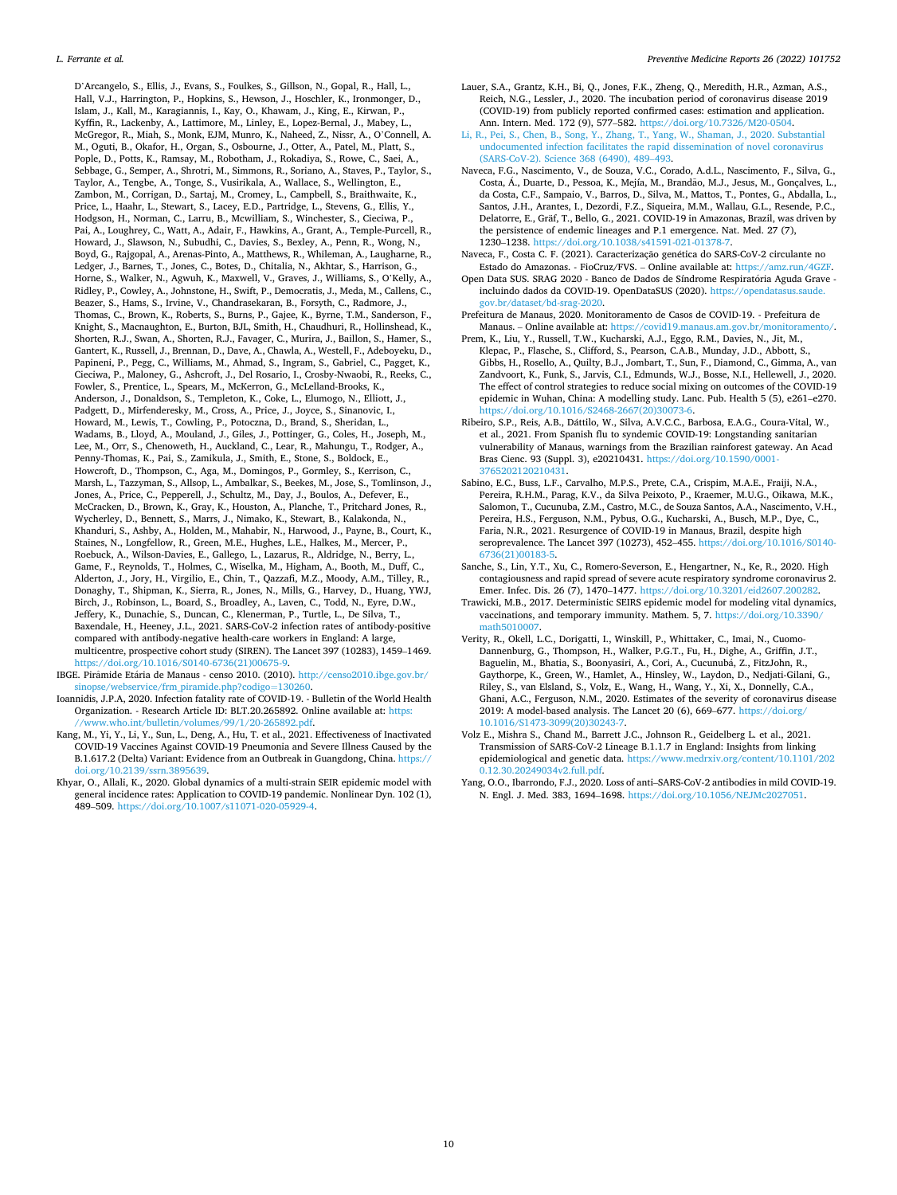D'Arcangelo, S., Ellis, J., Evans, S., Foulkes, S., Gillson, N., Gopal, R., Hall, L., Hall, V.J., Harrington, P., Hopkins, S., Hewson, J., Hoschler, K., Ironmonger, D., Islam, J., Kall, M., Karagiannis, I., Kay, O., Khawam, J., King, E., Kirwan, P., Kyffin, R., Lackenby, A., Lattimore, M., Linley, E., Lopez-Bernal, J., Mabey, L., McGregor, R., Miah, S., Monk, EJM, Munro, K., Naheed, Z., Nissr, A., O'Connell, A. M., Oguti, B., Okafor, H., Organ, S., Osbourne, J., Otter, A., Patel, M., Platt, S., Pople, D., Potts, K., Ramsay, M., Robotham, J., Rokadiya, S., Rowe, C., Saei, A., Sebbage, G., Semper, A., Shrotri, M., Simmons, R., Soriano, A., Staves, P., Taylor, S., Taylor, A., Tengbe, A., Tonge, S., Vusirikala, A., Wallace, S., Wellington, E., Zambon, M., Corrigan, D., Sartaj, M., Cromey, L., Campbell, S., Braithwaite, K., Price, L., Haahr, L., Stewart, S., Lacey, E.D., Partridge, L., Stevens, G., Ellis, Y., Hodgson, H., Norman, C., Larru, B., Mcwilliam, S., Winchester, S., Cieciwa, P., Pai, A., Loughrey, C., Watt, A., Adair, F., Hawkins, A., Grant, A., Temple-Purcell, R., Howard, J., Slawson, N., Subudhi, C., Davies, S., Bexley, A., Penn, R., Wong, N., Boyd, G., Rajgopal, A., Arenas-Pinto, A., Matthews, R., Whileman, A., Laugharne, R., Ledger, J., Barnes, T., Jones, C., Botes, D., Chitalia, N., Akhtar, S., Harrison, G., Horne, S., Walker, N., Agwuh, K., Maxwell, V., Graves, J., Williams, S., O'Kelly, A., Ridley, P., Cowley, A., Johnstone, H., Swift, P., Democratis, J., Meda, M., Callens, C., Beazer, S., Hams, S., Irvine, V., Chandrasekaran, B., Forsyth, C., Radmore, J., Thomas, C., Brown, K., Roberts, S., Burns, P., Gajee, K., Byrne, T.M., Sanderson, F., Knight, S., Macnaughton, E., Burton, BJL, Smith, H., Chaudhuri, R., Hollinshead, K., Shorten, R.J., Swan, A., Shorten, R.J., Favager, C., Murira, J., Baillon, S., Hamer, S., Gantert, K., Russell, J., Brennan, D., Dave, A., Chawla, A., Westell, F., Adeboyeku, D., Papineni, P., Pegg, C., Williams, M., Ahmad, S., Ingram, S., Gabriel, C., Pagget, K., Cieciwa, P., Maloney, G., Ashcroft, J., Del Rosario, I., Crosby-Nwaobi, R., Reeks, C., Fowler, S., Prentice, L., Spears, M., McKerron, G., McLelland-Brooks, K., Anderson, J., Donaldson, S., Templeton, K., Coke, L., Elumogo, N., Elliott, J., Padgett, D., Mirfenderesky, M., Cross, A., Price, J., Joyce, S., Sinanovic, I., Howard, M., Lewis, T., Cowling, P., Potoczna, D., Brand, S., Sheridan, L., Wadams, B., Lloyd, A., Mouland, J., Giles, J., Pottinger, G., Coles, H., Joseph, M., Lee, M., Orr, S., Chenoweth, H., Auckland, C., Lear, R., Mahungu, T., Rodger, A., Penny-Thomas, K., Pai, S., Zamikula, J., Smith, E., Stone, S., Boldock, E., Howcroft, D., Thompson, C., Aga, M., Domingos, P., Gormley, S., Kerrison, C., Marsh, L., Tazzyman, S., Allsop, L., Ambalkar, S., Beekes, M., Jose, S., Tomlinson, J., Jones, A., Price, C., Pepperell, J., Schultz, M., Day, J., Boulos, A., Defever, E., McCracken, D., Brown, K., Gray, K., Houston, A., Planche, T., Pritchard Jones, R., Wycherley, D., Bennett, S., Marrs, J., Nimako, K., Stewart, B., Kalakonda, N., Khanduri, S., Ashby, A., Holden, M., Mahabir, N., Harwood, J., Payne, B., Court, K., Staines, N., Longfellow, R., Green, M.E., Hughes, L.E., Halkes, M., Mercer, P., Roebuck, A., Wilson-Davies, E., Gallego, L., Lazarus, R., Aldridge, N., Berry, L., Game, F., Reynolds, T., Holmes, C., Wiselka, M., Higham, A., Booth, M., Duff, C., Alderton, J., Jory, H., Virgilio, E., Chin, T., Qazzafi, M.Z., Moody, A.M., Tilley, R., Donaghy, T., Shipman, K., Sierra, R., Jones, N., Mills, G., Harvey, D., Huang, YWJ, Birch, J., Robinson, L., Board, S., Broadley, A., Laven, C., Todd, N., Eyre, D.W., Jeffery, K., Dunachie, S., Duncan, C., Klenerman, P., Turtle, L., De Silva, T., Baxendale, H., Heeney, J.L., 2021. SARS-CoV-2 infection rates of antibody-positive compared with antibody-negative health-care workers in England: A large, multicentre, prospective cohort study (SIREN). The Lancet 397 (10283), 1459–1469. https://doi.org/10.1016/S0140-6736(21)00675-9.

IBGE. Pirâmide Etária de Manaus - censo 2010. (2010). http://censo2010.ibge.gov.br/sinopse/webservice/frm_piramide.php?codigo=130260.

Ioannidis, J.P.A, 2020. Infection fatality rate of COVID-19. - Bulletin of the World Health Organization. - Research Article ID: BLT.20.265892. Online available at: https://www.who.int/bulletin/volumes/99/1/20-265892.pdf.

Kang, M., Yi, Y., Li, Y., Sun, L., Deng, A., Hu, T. et al., 2021. Effectiveness of Inactivated COVID-19 Vaccines Against COVID-19 Pneumonia and Severe Illness Caused by the B.1.617.2 (Delta) Variant: Evidence from an Outbreak in Guangdong, China. https://doi.org/10.2139/ssrn.3895639.

Khyar, O., Allali, K., 2020. Global dynamics of a multi-strain SEIR epidemic model with general incidence rates: Application to COVID-19 pandemic. Nonlinear Dyn. 102 (1), 489–509. https://doi.org/10.1007/s11071-020-05929-4.

Lauer, S.A., Grantz, K.H., Bi, Q., Jones, F.K., Zheng, Q., Meredith, H.R., Azman, A.S., Reich, N.G., Lessler, J., 2020. The incubation period of coronavirus disease 2019 (COVID-19) from publicly reported confirmed cases: estimation and application. Ann. Intern. Med. 172 (9), 577–582. https://doi.org/10.7326/M20-0504.

Li, R., Pei, S., Chen, B., Song, Y., Zhang, T., Yang, W., Shaman, J., 2020. Substantial undocumented infection facilitates the rapid dissemination of novel coronavirus (SARS-CoV-2). Science 368 (6490), 489–493.

Naveca, F.G., Nascimento, V., de Souza, V.C., Corado, A.d.L., Nascimento, F., Silva, G., Costa, Á., Duarte, D., Pessoa, K., Mejía, M., Brandão, M.J., Jesus, M., Gonçalves, L., da Costa, C.F., Sampaio, V., Barros, D., Silva, M., Mattos, T., Pontes, G., Abdalla, L., Santos, J.H., Arantes, I., Dezordi, F.Z., Siqueira, M.M., Wallau, G.L., Resende, P.C., Delatorre, E., Gräf, T., Bello, G., 2021. COVID-19 in Amazonas, Brazil, was driven by the persistence of endemic lineages and P.1 emergence. Nat. Med. 27 (7), 1230–1238. https://doi.org/10.1038/s41591-021-01378-7.

Naveca, F., Costa C. F. (2021). Caracterização genética do SARS-CoV-2 circulante no Estado do Amazonas. - FioCruz/FVS. – Online available at: https://amz.run/4GZF.

Open Data SUS. SRAG 2020 - Banco de Dados de Síndrome Respiratória Aguda Grave - incluindo dados da COVID-19. OpenDataSUS (2020). https://opendatasus.saude.gov.br/dataset/bd-srag-2020.

Prefeitura de Manaus, 2020. Monitoramento de Casos de COVID-19. - Prefeitura de Manaus. – Online available at: https://covid19.manaus.am.gov.br/monitoramento/.

Prem, K., Liu, Y., Russell, T.W., Kucharski, A.J., Eggo, R.M., Davies, N., Jit, M., Klepac, P., Flasche, S., Clifford, S., Pearson, C.A.B., Munday, J.D., Abbott, S., Gibbs, H., Rosello, A., Quilty, B.J., Jombart, T., Sun, F., Diamond, C., Gimma, A., van Zandvoort, K., Funk, S., Jarvis, C.I., Edmunds, W.J., Bosse, N.I., Hellewell, J., 2020. The effect of control strategies to reduce social mixing on outcomes of the COVID-19 epidemic in Wuhan, China: A modelling study. Lanc. Pub. Health 5 (5), e261–e270. https://doi.org/10.1016/S2468-2667(20)30073-6.

Ribeiro, S.P., Reis, A.B., Dáttilo, W., Silva, A.V.C.C., Barbosa, E.A.G., Coura-Vital, W., et al., 2021. From Spanish flu to syndemic COVID-19: Longstanding sanitarian vulnerability of Manaus, warnings from the Brazilian rainforest gateway. An Acad Bras Cienc. 93 (Suppl. 3), e20210431. https://doi.org/10.1590/0001-3765202120210431.

Sabino, E.C., Buss, L.F., Carvalho, M.P.S., Prete, C.A., Crispim, M.A.E., Fraiji, N.A., Pereira, R.H.M., Parag, K.V., da Silva Peixoto, P., Kraemer, M.U.G., Oikawa, M.K., Salomon, T., Cucunuba, Z.M., Castro, M.C., de Souza Santos, A.A., Nascimento, V.H., Pereira, H.S., Ferguson, N.M., Pybus, O.G., Kucharski, A., Busch, M.P., Dye, C., Faria, N.R., 2021. Resurgence of COVID-19 in Manaus, Brazil, despite high seroprevalence. The Lancet 397 (10273), 452–455. https://doi.org/10.1016/S0140-6736(21)00183-5.

Sanche, S., Lin, Y.T., Xu, C., Romero-Severson, E., Hengartner, N., Ke, R., 2020. High contagiousness and rapid spread of severe acute respiratory syndrome coronavirus 2. Emer. Infec. Dis. 26 (7), 1470–1477. https://doi.org/10.3201/eid2607.200282.

Trawicki, M.B., 2017. Deterministic SEIRS epidemic model for modeling vital dynamics, vaccinations, and temporary immunity. Mathem. 5, 7. https://doi.org/10.3390/math5010007.

Verity, R., Okell, L.C., Dorigatti, I., Winskill, P., Whittaker, C., Imai, N., Cuomo-Dannenburg, G., Thompson, H., Walker, P.G.T., Fu, H., Dighe, A., Griffin, J.T., Baguelin, M., Bhatia, S., Boonyasiri, A., Cori, A., Cucunubá, Z., FitzJohn, R., Gaythorpe, K., Green, W., Hamlet, A., Hinsley, W., Laydon, D., Nedjati-Gilani, G., Riley, S., van Elsland, S., Volz, E., Wang, H., Wang, Y., Xi, X., Donnelly, C.A., Ghani, A.C., Ferguson, N.M., 2020. Estimates of the severity of coronavirus disease 2019: A model-based analysis. The Lancet 20 (6), 669–677. https://doi.org/10.1016/S1473-3099(20)30243-7.

Volz E., Mishra S., Chand M., Barrett J.C., Johnson R., Geidelberg L. et al., 2021. Transmission of SARS-CoV-2 Lineage B.1.1.7 in England: Insights from linking epidemiological and genetic data. https://www.medrxiv.org/content/10.1101/2020.12.30.20249034v2.full.pdf.

Yang, O.O., Ibarrondo, F.J., 2020. Loss of anti–SARS-CoV-2 antibodies in mild COVID-19. N. Engl. J. Med. 383, 1694–1698. https://doi.org/10.1056/NEJMc2027051.